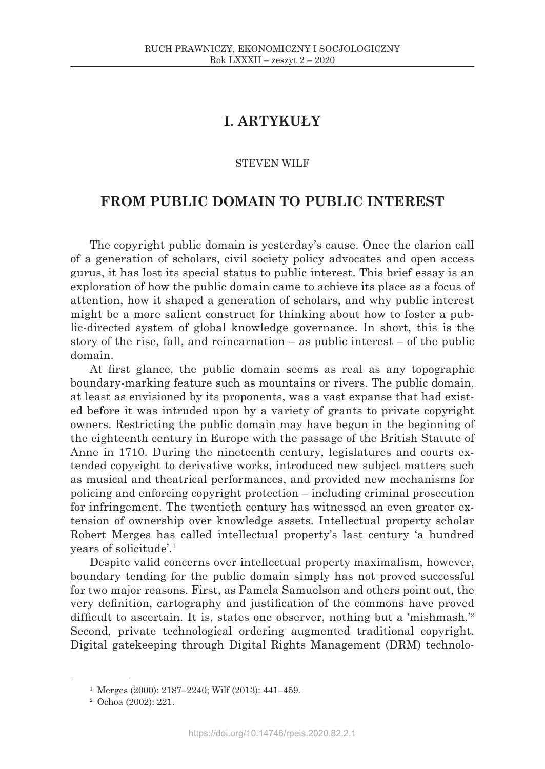# I. ARTYKUŁY

STEVEN WILF

## FROM PUBLIC DOMAIN TO PUBLIC INTEREST

The copyright public domain is yesterday's cause. Once the clarion call of a generation of scholars, civil society policy advocates and open access gurus, it has lost its special status to public interest. This brief essay is an exploration of how the public domain came to achieve its place as a focus of attention, how it shaped a generation of scholars, and why public interest might be a more salient construct for thinking about how to foster a public-directed system of global knowledge governance. In short, this is the story of the rise, fall, and reincarnation – as public interest – of the public domain.

At first glance, the public domain seems as real as any topographic boundary-marking feature such as mountains or rivers. The public domain, at least as envisioned by its proponents, was a vast expanse that had existed before it was intruded upon by a variety of grants to private copyright owners. Restricting the public domain may have begun in the beginning of the eighteenth century in Europe with the passage of the British Statute of Anne in 1710. During the nineteenth century, legislatures and courts extended copyright to derivative works, introduced new subject matters such as musical and theatrical performances, and provided new mechanisms for policing and enforcing copyright protection – including criminal prosecution for infringement. The twentieth century has witnessed an even greater extension of ownership over knowledge assets. Intellectual property scholar Robert Merges has called intellectual property's last century 'a hundred years of solicitude'.[1]

Despite valid concerns over intellectual property maximalism, however, boundary tending for the public domain simply has not proved successful for two major reasons. First, as Pamela Samuelson and others point out, the very definition, cartography and justification of the commons have proved difficult to ascertain. It is, states one observer, nothing but a 'mishmash.'[2] Second, private technological ordering augmented traditional copyright. Digital gatekeeping through Digital Rights Management (DRM) technolo-

---

[1] Merges (2000): 2187–2240; Wilf (2013): 441–459.

[2] Ochoa (2002): 221.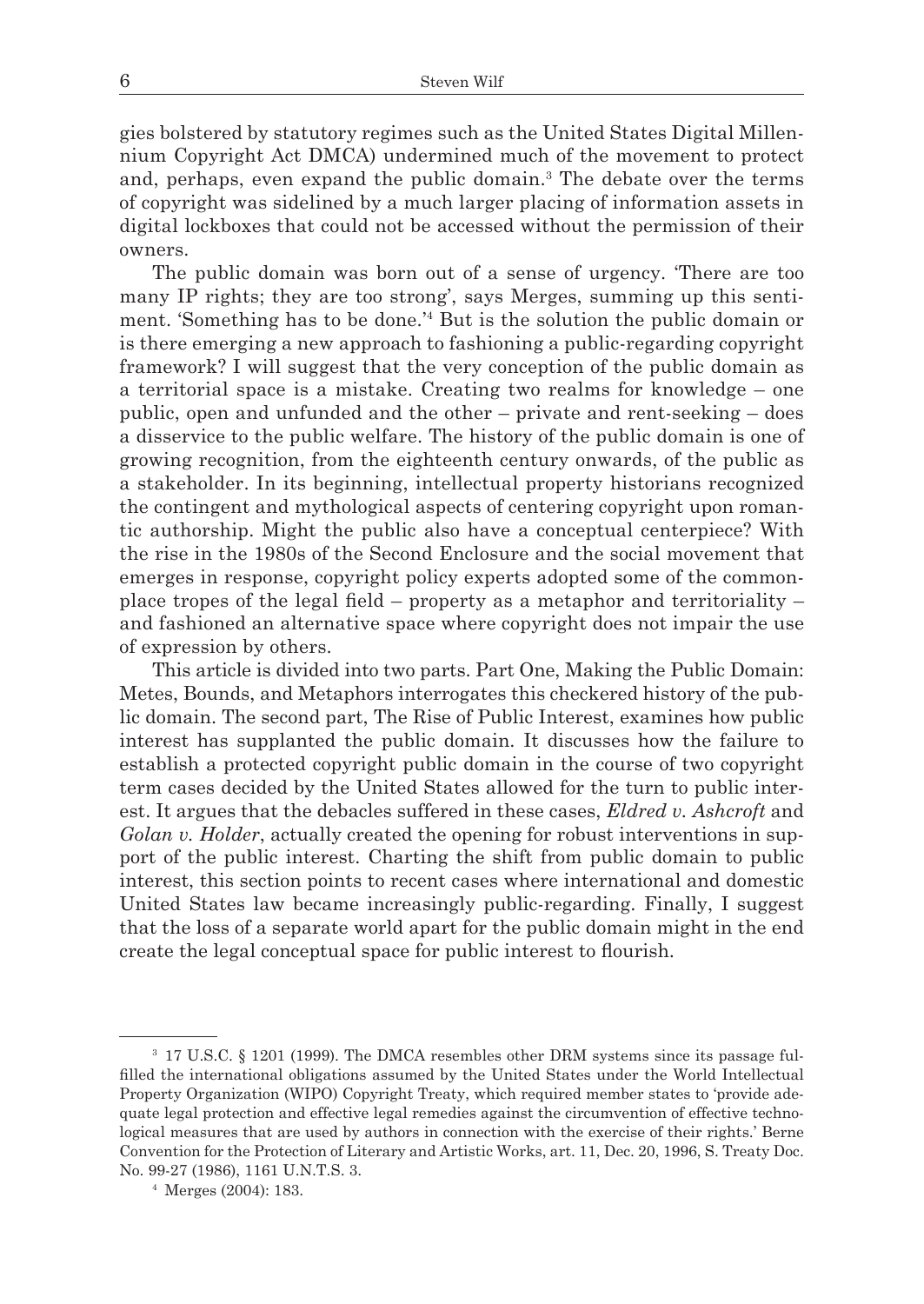gies bolstered by statutory regimes such as the United States Digital Millennium Copyright Act DMCA) undermined much of the movement to protect and, perhaps, even expand the public domain.[3] The debate over the terms of copyright was sidelined by a much larger placing of information assets in digital lockboxes that could not be accessed without the permission of their owners.

The public domain was born out of a sense of urgency. 'There are too many IP rights; they are too strong', says Merges, summing up this sentiment. 'Something has to be done.'[4] But is the solution the public domain or is there emerging a new approach to fashioning a public-regarding copyright framework? I will suggest that the very conception of the public domain as a territorial space is a mistake. Creating two realms for knowledge – one public, open and unfunded and the other – private and rent-seeking – does a disservice to the public welfare. The history of the public domain is one of growing recognition, from the eighteenth century onwards, of the public as a stakeholder. In its beginning, intellectual property historians recognized the contingent and mythological aspects of centering copyright upon romantic authorship. Might the public also have a conceptual centerpiece? With the rise in the 1980s of the Second Enclosure and the social movement that emerges in response, copyright policy experts adopted some of the commonplace tropes of the legal field – property as a metaphor and territoriality – and fashioned an alternative space where copyright does not impair the use of expression by others.

This article is divided into two parts. Part One, Making the Public Domain: Metes, Bounds, and Metaphors interrogates this checkered history of the public domain. The second part, The Rise of Public Interest, examines how public interest has supplanted the public domain. It discusses how the failure to establish a protected copyright public domain in the course of two copyright term cases decided by the United States allowed for the turn to public interest. It argues that the debacles suffered in these cases, *Eldred v. Ashcroft* and *Golan v. Holder*, actually created the opening for robust interventions in support of the public interest. Charting the shift from public domain to public interest, this section points to recent cases where international and domestic United States law became increasingly public-regarding. Finally, I suggest that the loss of a separate world apart for the public domain might in the end create the legal conceptual space for public interest to flourish.

---

[3] 17 U.S.C. § 1201 (1999). The DMCA resembles other DRM systems since its passage fulfilled the international obligations assumed by the United States under the World Intellectual Property Organization (WIPO) Copyright Treaty, which required member states to 'provide adequate legal protection and effective legal remedies against the circumvention of effective technological measures that are used by authors in connection with the exercise of their rights.' Berne Convention for the Protection of Literary and Artistic Works, art. 11, Dec. 20, 1996, S. Treaty Doc. No. 99-27 (1986), 1161 U.N.T.S. 3.

[4] Merges (2004): 183.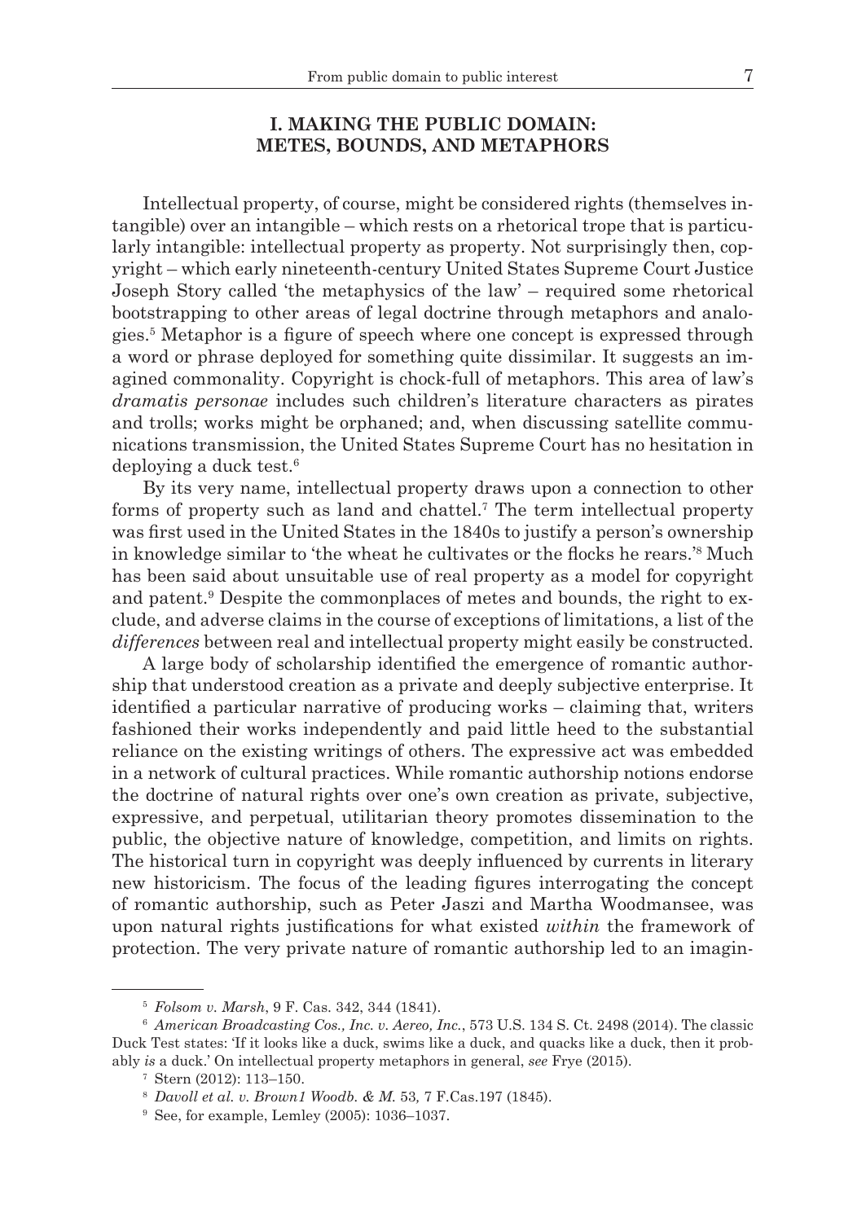## I. MAKING THE PUBLIC DOMAIN: METES, BOUNDS, AND METAPHORS

Intellectual property, of course, might be considered rights (themselves intangible) over an intangible – which rests on a rhetorical trope that is particularly intangible: intellectual property as property. Not surprisingly then, copyright – which early nineteenth-century United States Supreme Court Justice Joseph Story called 'the metaphysics of the law' – required some rhetorical bootstrapping to other areas of legal doctrine through metaphors and analogies.[5] Metaphor is a figure of speech where one concept is expressed through a word or phrase deployed for something quite dissimilar. It suggests an imagined commonality. Copyright is chock-full of metaphors. This area of law's *dramatis personae* includes such children's literature characters as pirates and trolls; works might be orphaned; and, when discussing satellite communications transmission, the United States Supreme Court has no hesitation in deploying a duck test.[6]

By its very name, intellectual property draws upon a connection to other forms of property such as land and chattel.[7] The term intellectual property was first used in the United States in the 1840s to justify a person's ownership in knowledge similar to 'the wheat he cultivates or the flocks he rears.'[8] Much has been said about unsuitable use of real property as a model for copyright and patent.[9] Despite the commonplaces of metes and bounds, the right to exclude, and adverse claims in the course of exceptions of limitations, a list of the *differences* between real and intellectual property might easily be constructed.

A large body of scholarship identified the emergence of romantic authorship that understood creation as a private and deeply subjective enterprise. It identified a particular narrative of producing works – claiming that, writers fashioned their works independently and paid little heed to the substantial reliance on the existing writings of others. The expressive act was embedded in a network of cultural practices. While romantic authorship notions endorse the doctrine of natural rights over one's own creation as private, subjective, expressive, and perpetual, utilitarian theory promotes dissemination to the public, the objective nature of knowledge, competition, and limits on rights. The historical turn in copyright was deeply influenced by currents in literary new historicism. The focus of the leading figures interrogating the concept of romantic authorship, such as Peter Jaszi and Martha Woodmansee, was upon natural rights justifications for what existed *within* the framework of protection. The very private nature of romantic authorship led to an imagin-

---

[5] *Folsom v. Marsh*, 9 F. Cas. 342, 344 (1841).

[6] *American Broadcasting Cos., Inc. v. Aereo, Inc.*, 573 U.S. 134 S. Ct. 2498 (2014). The classic Duck Test states: 'If it looks like a duck, swims like a duck, and quacks like a duck, then it probably *is* a duck.' On intellectual property metaphors in general, *see* Frye (2015).

[7] Stern (2012): 113–150.

[8] *Davoll et al. v. Brown1 Woodb. & M.* 53, 7 F.Cas.197 (1845).

[9] See, for example, Lemley (2005): 1036–1037.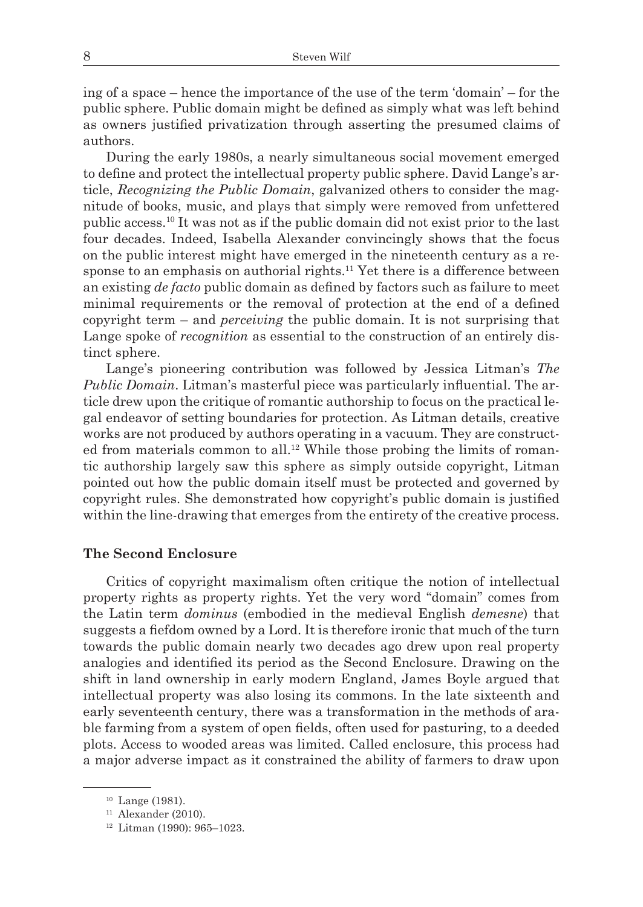ing of a space – hence the importance of the use of the term 'domain' – for the public sphere. Public domain might be defined as simply what was left behind as owners justified privatization through asserting the presumed claims of authors.

During the early 1980s, a nearly simultaneous social movement emerged to define and protect the intellectual property public sphere. David Lange's article, *Recognizing the Public Domain*, galvanized others to consider the magnitude of books, music, and plays that simply were removed from unfettered public access.[10] It was not as if the public domain did not exist prior to the last four decades. Indeed, Isabella Alexander convincingly shows that the focus on the public interest might have emerged in the nineteenth century as a response to an emphasis on authorial rights.[11] Yet there is a difference between an existing *de facto* public domain as defined by factors such as failure to meet minimal requirements or the removal of protection at the end of a defined copyright term – and *perceiving* the public domain. It is not surprising that Lange spoke of *recognition* as essential to the construction of an entirely distinct sphere.

Lange's pioneering contribution was followed by Jessica Litman's *The Public Domain*. Litman's masterful piece was particularly influential. The article drew upon the critique of romantic authorship to focus on the practical legal endeavor of setting boundaries for protection. As Litman details, creative works are not produced by authors operating in a vacuum. They are constructed from materials common to all.[12] While those probing the limits of romantic authorship largely saw this sphere as simply outside copyright, Litman pointed out how the public domain itself must be protected and governed by copyright rules. She demonstrated how copyright's public domain is justified within the line-drawing that emerges from the entirety of the creative process.

## The Second Enclosure

Critics of copyright maximalism often critique the notion of intellectual property rights as property rights. Yet the very word "domain" comes from the Latin term *dominus* (embodied in the medieval English *demesne*) that suggests a fiefdom owned by a Lord. It is therefore ironic that much of the turn towards the public domain nearly two decades ago drew upon real property analogies and identified its period as the Second Enclosure. Drawing on the shift in land ownership in early modern England, James Boyle argued that intellectual property was also losing its commons. In the late sixteenth and early seventeenth century, there was a transformation in the methods of arable farming from a system of open fields, often used for pasturing, to a deeded plots. Access to wooded areas was limited. Called enclosure, this process had a major adverse impact as it constrained the ability of farmers to draw upon

---

[10] Lange (1981).

[11] Alexander (2010).

[12] Litman (1990): 965–1023.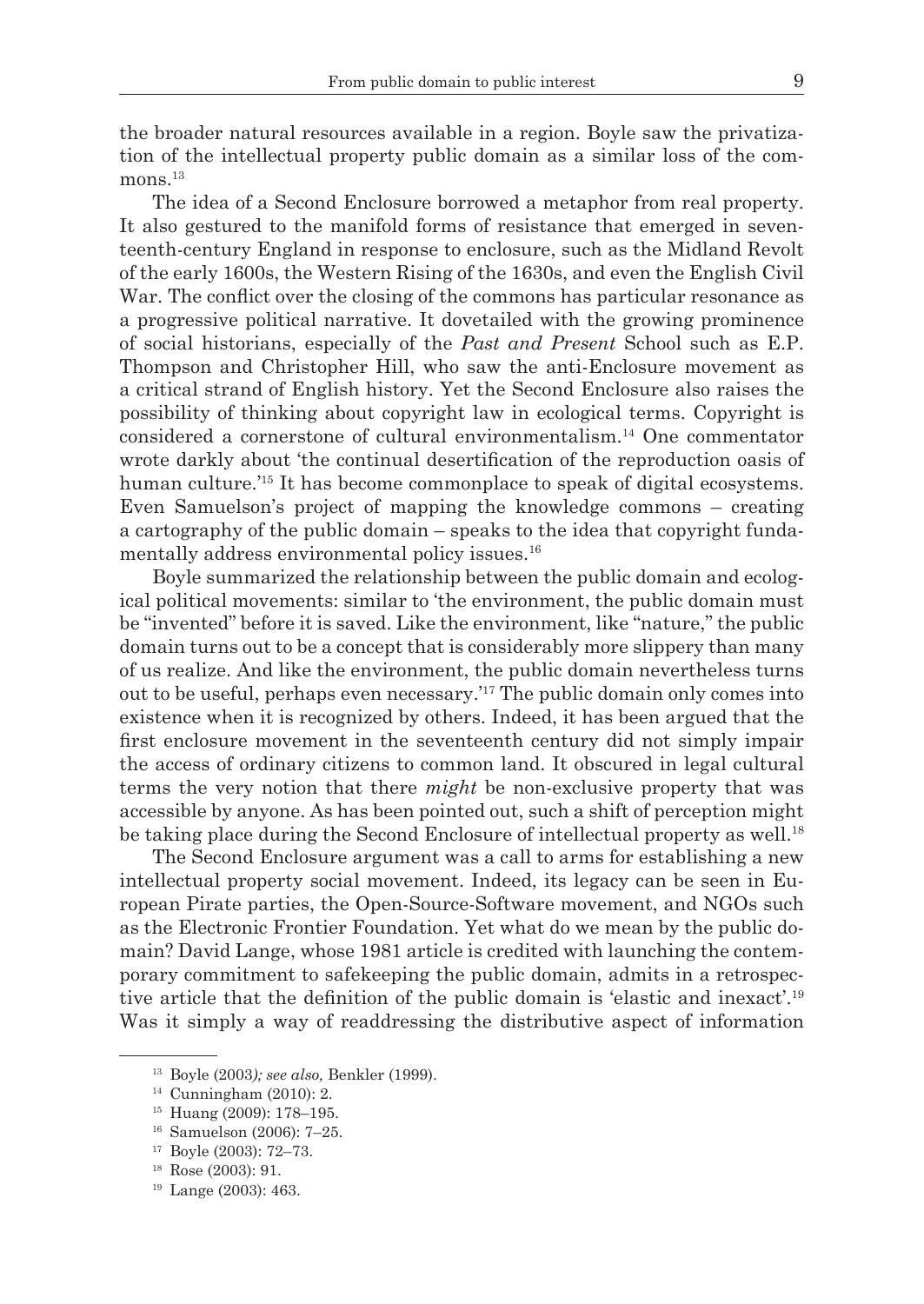the broader natural resources available in a region. Boyle saw the privatization of the intellectual property public domain as a similar loss of the commons.[13]

The idea of a Second Enclosure borrowed a metaphor from real property. It also gestured to the manifold forms of resistance that emerged in seventeenth-century England in response to enclosure, such as the Midland Revolt of the early 1600s, the Western Rising of the 1630s, and even the English Civil War. The conflict over the closing of the commons has particular resonance as a progressive political narrative. It dovetailed with the growing prominence of social historians, especially of the *Past and Present* School such as E.P. Thompson and Christopher Hill, who saw the anti-Enclosure movement as a critical strand of English history. Yet the Second Enclosure also raises the possibility of thinking about copyright law in ecological terms. Copyright is considered a cornerstone of cultural environmentalism.[14] One commentator wrote darkly about 'the continual desertification of the reproduction oasis of human culture.'[15] It has become commonplace to speak of digital ecosystems. Even Samuelson's project of mapping the knowledge commons – creating a cartography of the public domain – speaks to the idea that copyright fundamentally address environmental policy issues.[16]

Boyle summarized the relationship between the public domain and ecological political movements: similar to 'the environment, the public domain must be "invented" before it is saved. Like the environment, like "nature," the public domain turns out to be a concept that is considerably more slippery than many of us realize. And like the environment, the public domain nevertheless turns out to be useful, perhaps even necessary.'[17] The public domain only comes into existence when it is recognized by others. Indeed, it has been argued that the first enclosure movement in the seventeenth century did not simply impair the access of ordinary citizens to common land. It obscured in legal cultural terms the very notion that there *might* be non-exclusive property that was accessible by anyone. As has been pointed out, such a shift of perception might be taking place during the Second Enclosure of intellectual property as well.[18]

The Second Enclosure argument was a call to arms for establishing a new intellectual property social movement. Indeed, its legacy can be seen in European Pirate parties, the Open-Source-Software movement, and NGOs such as the Electronic Frontier Foundation. Yet what do we mean by the public domain? David Lange, whose 1981 article is credited with launching the contemporary commitment to safekeeping the public domain, admits in a retrospective article that the definition of the public domain is 'elastic and inexact'.[19] Was it simply a way of readdressing the distributive aspect of information

---

[13] Boyle (2003*); see also,* Benkler (1999).

[14] Cunningham (2010): 2.

[15] Huang (2009): 178–195.

[16] Samuelson (2006): 7–25.

[17] Boyle (2003): 72–73.

[18] Rose (2003): 91.

[19] Lange (2003): 463.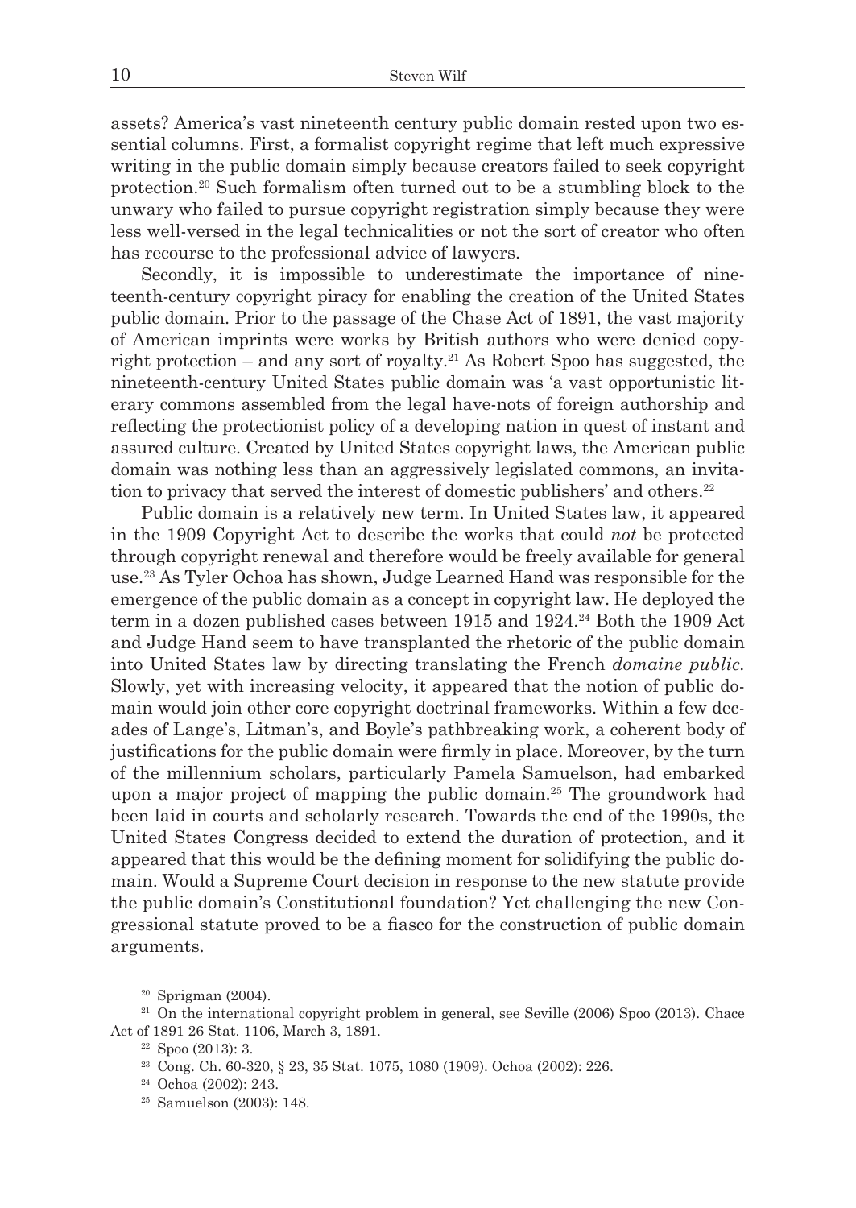assets? America's vast nineteenth century public domain rested upon two essential columns. First, a formalist copyright regime that left much expressive writing in the public domain simply because creators failed to seek copyright protection.[20] Such formalism often turned out to be a stumbling block to the unwary who failed to pursue copyright registration simply because they were less well-versed in the legal technicalities or not the sort of creator who often has recourse to the professional advice of lawyers.

Secondly, it is impossible to underestimate the importance of nineteenth-century copyright piracy for enabling the creation of the United States public domain. Prior to the passage of the Chase Act of 1891, the vast majority of American imprints were works by British authors who were denied copyright protection – and any sort of royalty.[21] As Robert Spoo has suggested, the nineteenth-century United States public domain was 'a vast opportunistic literary commons assembled from the legal have-nots of foreign authorship and reflecting the protectionist policy of a developing nation in quest of instant and assured culture. Created by United States copyright laws, the American public domain was nothing less than an aggressively legislated commons, an invitation to privacy that served the interest of domestic publishers' and others.[22]

Public domain is a relatively new term. In United States law, it appeared in the 1909 Copyright Act to describe the works that could *not* be protected through copyright renewal and therefore would be freely available for general use.[23] As Tyler Ochoa has shown, Judge Learned Hand was responsible for the emergence of the public domain as a concept in copyright law. He deployed the term in a dozen published cases between 1915 and 1924.[24] Both the 1909 Act and Judge Hand seem to have transplanted the rhetoric of the public domain into United States law by directing translating the French *domaine public*. Slowly, yet with increasing velocity, it appeared that the notion of public domain would join other core copyright doctrinal frameworks. Within a few decades of Lange's, Litman's, and Boyle's pathbreaking work, a coherent body of justifications for the public domain were firmly in place. Moreover, by the turn of the millennium scholars, particularly Pamela Samuelson, had embarked upon a major project of mapping the public domain.[25] The groundwork had been laid in courts and scholarly research. Towards the end of the 1990s, the United States Congress decided to extend the duration of protection, and it appeared that this would be the defining moment for solidifying the public domain. Would a Supreme Court decision in response to the new statute provide the public domain's Constitutional foundation? Yet challenging the new Congressional statute proved to be a fiasco for the construction of public domain arguments.

---

[20] Sprigman (2004).

[21] On the international copyright problem in general, see Seville (2006) Spoo (2013). Chace Act of 1891 26 Stat. 1106, March 3, 1891.

[22] Spoo (2013): 3.

[23] Cong. Ch. 60-320, § 23, 35 Stat. 1075, 1080 (1909). Ochoa (2002): 226.

[24] Ochoa (2002): 243.

[25] Samuelson (2003): 148.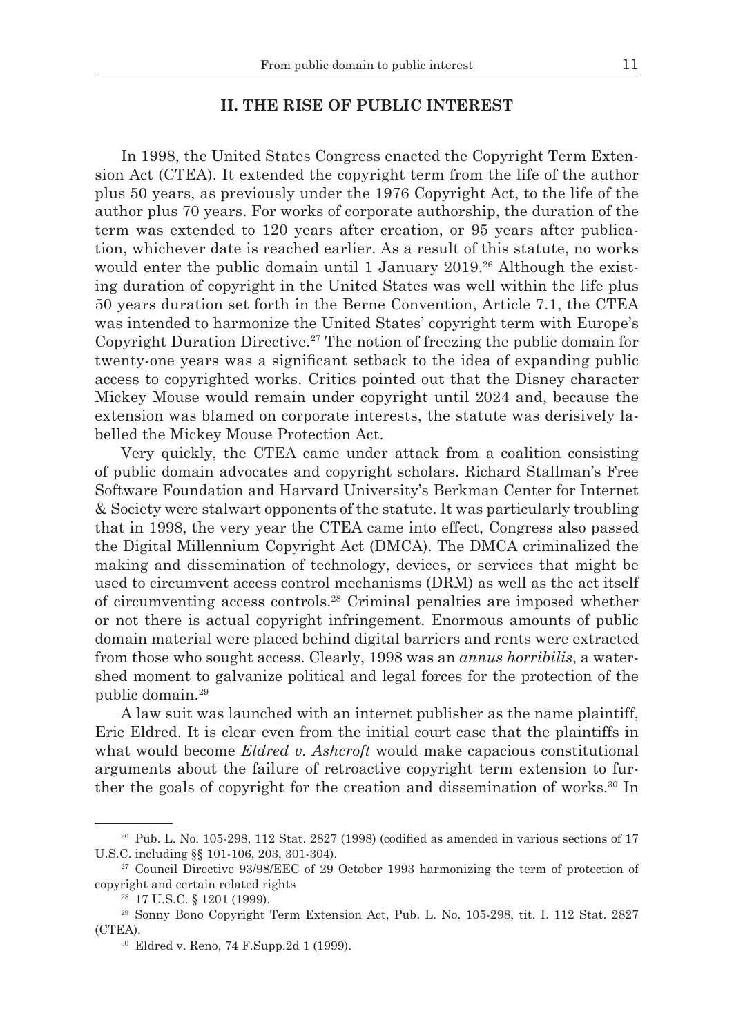## II. THE RISE OF PUBLIC INTEREST

In 1998, the United States Congress enacted the Copyright Term Extension Act (CTEA). It extended the copyright term from the life of the author plus 50 years, as previously under the 1976 Copyright Act, to the life of the author plus 70 years. For works of corporate authorship, the duration of the term was extended to 120 years after creation, or 95 years after publication, whichever date is reached earlier. As a result of this statute, no works would enter the public domain until 1 January 2019.[26] Although the existing duration of copyright in the United States was well within the life plus 50 years duration set forth in the Berne Convention, Article 7.1, the CTEA was intended to harmonize the United States' copyright term with Europe's Copyright Duration Directive.[27] The notion of freezing the public domain for twenty-one years was a significant setback to the idea of expanding public access to copyrighted works. Critics pointed out that the Disney character Mickey Mouse would remain under copyright until 2024 and, because the extension was blamed on corporate interests, the statute was derisively labelled the Mickey Mouse Protection Act.

Very quickly, the CTEA came under attack from a coalition consisting of public domain advocates and copyright scholars. Richard Stallman's Free Software Foundation and Harvard University's Berkman Center for Internet & Society were stalwart opponents of the statute. It was particularly troubling that in 1998, the very year the CTEA came into effect, Congress also passed the Digital Millennium Copyright Act (DMCA). The DMCA criminalized the making and dissemination of technology, devices, or services that might be used to circumvent access control mechanisms (DRM) as well as the act itself of circumventing access controls.[28] Criminal penalties are imposed whether or not there is actual copyright infringement. Enormous amounts of public domain material were placed behind digital barriers and rents were extracted from those who sought access. Clearly, 1998 was an *annus horribilis*, a watershed moment to galvanize political and legal forces for the protection of the public domain.[29]

A law suit was launched with an internet publisher as the name plaintiff, Eric Eldred. It is clear even from the initial court case that the plaintiffs in what would become *Eldred v. Ashcroft* would make capacious constitutional arguments about the failure of retroactive copyright term extension to further the goals of copyright for the creation and dissemination of works.[30] In

---

[26] Pub. L. No. 105-298, 112 Stat. 2827 (1998) (codified as amended in various sections of 17 U.S.C. including §§ 101-106, 203, 301-304).

[27] Council Directive 93/98/EEC of 29 October 1993 harmonizing the term of protection of copyright and certain related rights

[28] 17 U.S.C. § 1201 (1999).

[29] Sonny Bono Copyright Term Extension Act, Pub. L. No. 105-298, tit. I. 112 Stat. 2827 (CTEA).

[30] Eldred v. Reno, 74 F.Supp.2d 1 (1999).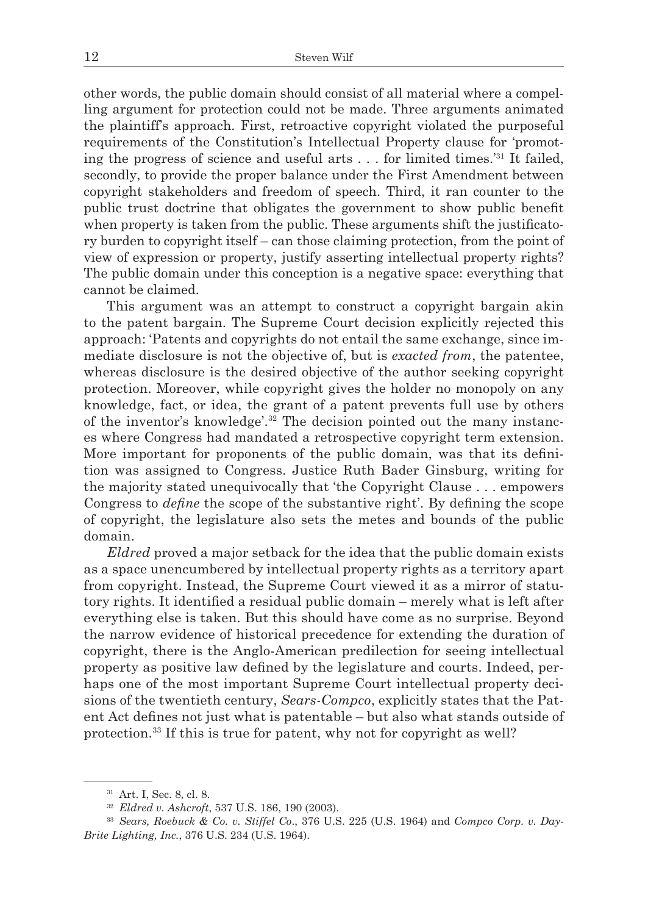other words, the public domain should consist of all material where a compelling argument for protection could not be made. Three arguments animated the plaintiff's approach. First, retroactive copyright violated the purposeful requirements of the Constitution's Intellectual Property clause for 'promoting the progress of science and useful arts . . . for limited times.'[31] It failed, secondly, to provide the proper balance under the First Amendment between copyright stakeholders and freedom of speech. Third, it ran counter to the public trust doctrine that obligates the government to show public benefit when property is taken from the public. These arguments shift the justificatory burden to copyright itself – can those claiming protection, from the point of view of expression or property, justify asserting intellectual property rights? The public domain under this conception is a negative space: everything that cannot be claimed.

This argument was an attempt to construct a copyright bargain akin to the patent bargain. The Supreme Court decision explicitly rejected this approach: 'Patents and copyrights do not entail the same exchange, since immediate disclosure is not the objective of, but is *exacted from*, the patentee, whereas disclosure is the desired objective of the author seeking copyright protection. Moreover, while copyright gives the holder no monopoly on any knowledge, fact, or idea, the grant of a patent prevents full use by others of the inventor's knowledge'.[32] The decision pointed out the many instances where Congress had mandated a retrospective copyright term extension. More important for proponents of the public domain, was that its definition was assigned to Congress. Justice Ruth Bader Ginsburg, writing for the majority stated unequivocally that 'the Copyright Clause . . . empowers Congress to *define* the scope of the substantive right'. By defining the scope of copyright, the legislature also sets the metes and bounds of the public domain.

*Eldred* proved a major setback for the idea that the public domain exists as a space unencumbered by intellectual property rights as a territory apart from copyright. Instead, the Supreme Court viewed it as a mirror of statutory rights. It identified a residual public domain – merely what is left after everything else is taken. But this should have come as no surprise. Beyond the narrow evidence of historical precedence for extending the duration of copyright, there is the Anglo-American predilection for seeing intellectual property as positive law defined by the legislature and courts. Indeed, perhaps one of the most important Supreme Court intellectual property decisions of the twentieth century, *Sears-Compco*, explicitly states that the Patent Act defines not just what is patentable – but also what stands outside of protection.[33] If this is true for patent, why not for copyright as well?

---

[31] Art. I, Sec. 8, cl. 8.

[32] *Eldred v. Ashcroft*, 537 U.S. 186, 190 (2003).

[33] *Sears, Roebuck & Co. v. Stiffel Co.*, 376 U.S. 225 (U.S. 1964) and *Compco Corp. v. Day-Brite Lighting, Inc.*, 376 U.S. 234 (U.S. 1964).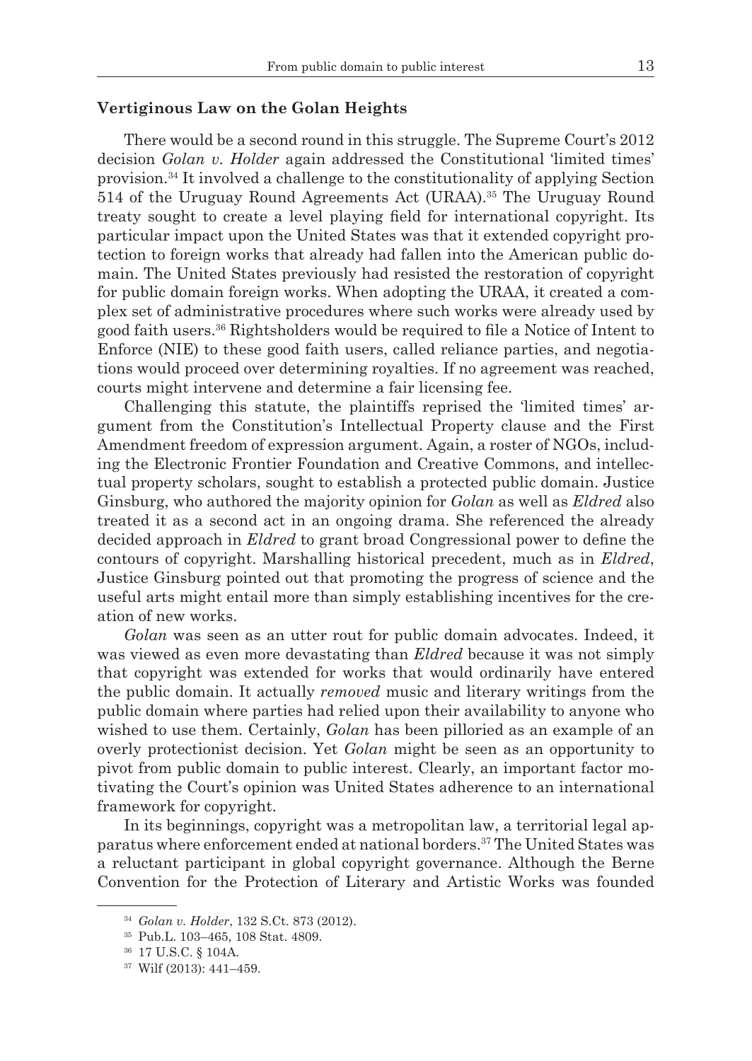### Vertiginous Law on the Golan Heights

There would be a second round in this struggle. The Supreme Court's 2012 decision *Golan v. Holder* again addressed the Constitutional 'limited times' provision.[34] It involved a challenge to the constitutionality of applying Section 514 of the Uruguay Round Agreements Act (URAA).[35] The Uruguay Round treaty sought to create a level playing field for international copyright. Its particular impact upon the United States was that it extended copyright protection to foreign works that already had fallen into the American public domain. The United States previously had resisted the restoration of copyright for public domain foreign works. When adopting the URAA, it created a complex set of administrative procedures where such works were already used by good faith users.[36] Rightsholders would be required to file a Notice of Intent to Enforce (NIE) to these good faith users, called reliance parties, and negotiations would proceed over determining royalties. If no agreement was reached, courts might intervene and determine a fair licensing fee.

Challenging this statute, the plaintiffs reprised the 'limited times' argument from the Constitution's Intellectual Property clause and the First Amendment freedom of expression argument. Again, a roster of NGOs, including the Electronic Frontier Foundation and Creative Commons, and intellectual property scholars, sought to establish a protected public domain. Justice Ginsburg, who authored the majority opinion for *Golan* as well as *Eldred* also treated it as a second act in an ongoing drama. She referenced the already decided approach in *Eldred* to grant broad Congressional power to define the contours of copyright. Marshalling historical precedent, much as in *Eldred*, Justice Ginsburg pointed out that promoting the progress of science and the useful arts might entail more than simply establishing incentives for the creation of new works.

*Golan* was seen as an utter rout for public domain advocates. Indeed, it was viewed as even more devastating than *Eldred* because it was not simply that copyright was extended for works that would ordinarily have entered the public domain. It actually *removed* music and literary writings from the public domain where parties had relied upon their availability to anyone who wished to use them. Certainly, *Golan* has been pilloried as an example of an overly protectionist decision. Yet *Golan* might be seen as an opportunity to pivot from public domain to public interest. Clearly, an important factor motivating the Court's opinion was United States adherence to an international framework for copyright.

In its beginnings, copyright was a metropolitan law, a territorial legal apparatus where enforcement ended at national borders.[37] The United States was a reluctant participant in global copyright governance. Although the Berne Convention for the Protection of Literary and Artistic Works was founded

---

[34] *Golan v. Holder*, 132 S.Ct. 873 (2012).

[35] Pub.L. 103–465, 108 Stat. 4809.

[36] 17 U.S.C. § 104A.

[37] Wilf (2013): 441–459.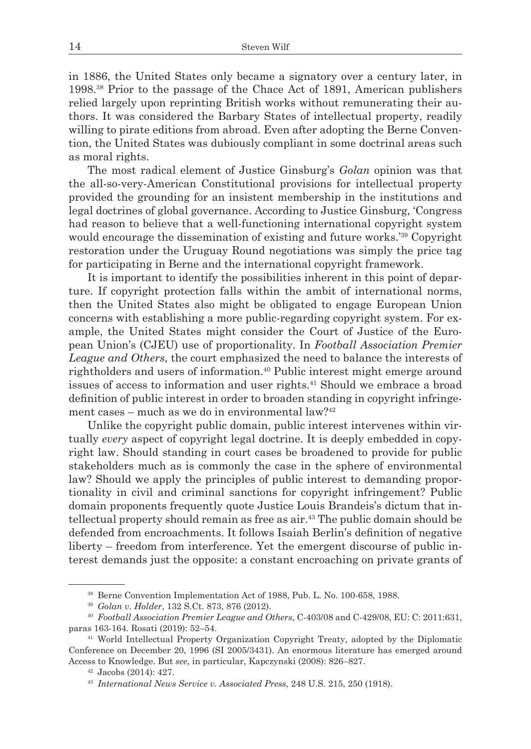in 1886, the United States only became a signatory over a century later, in 1998.[38] Prior to the passage of the Chace Act of 1891, American publishers relied largely upon reprinting British works without remunerating their authors. It was considered the Barbary States of intellectual property, readily willing to pirate editions from abroad. Even after adopting the Berne Convention, the United States was dubiously compliant in some doctrinal areas such as moral rights.

The most radical element of Justice Ginsburg's *Golan* opinion was that the all-so-very-American Constitutional provisions for intellectual property provided the grounding for an insistent membership in the institutions and legal doctrines of global governance. According to Justice Ginsburg, 'Congress had reason to believe that a well-functioning international copyright system would encourage the dissemination of existing and future works.'[39] Copyright restoration under the Uruguay Round negotiations was simply the price tag for participating in Berne and the international copyright framework.

It is important to identify the possibilities inherent in this point of departure. If copyright protection falls within the ambit of international norms, then the United States also might be obligated to engage European Union concerns with establishing a more public-regarding copyright system. For example, the United States might consider the Court of Justice of the European Union's (CJEU) use of proportionality. In *Football Association Premier League and Others*, the court emphasized the need to balance the interests of rightholders and users of information.[40] Public interest might emerge around issues of access to information and user rights.[41] Should we embrace a broad definition of public interest in order to broaden standing in copyright infringement cases – much as we do in environmental law?[42]

Unlike the copyright public domain, public interest intervenes within virtually *every* aspect of copyright legal doctrine. It is deeply embedded in copyright law. Should standing in court cases be broadened to provide for public stakeholders much as is commonly the case in the sphere of environmental law? Should we apply the principles of public interest to demanding proportionality in civil and criminal sanctions for copyright infringement? Public domain proponents frequently quote Justice Louis Brandeis's dictum that intellectual property should remain as free as air.[43] The public domain should be defended from encroachments. It follows Isaiah Berlin's definition of negative liberty – freedom from interference. Yet the emergent discourse of public interest demands just the opposite: a constant encroaching on private grants of

---

[38] Berne Convention Implementation Act of 1988, Pub. L. No. 100-658, 1988.

[39] *Golan v. Holder*, 132 S.Ct. 873, 876 (2012).

[40] *Football Association Premier League and Others*, C-403/08 and C-429/08, EU: C: 2011:631, paras 163-164. Rosati (2019): 52–54.

[41] World Intellectual Property Organization Copyright Treaty, adopted by the Diplomatic Conference on December 20, 1996 (SI 2005/3431). An enormous literature has emerged around Access to Knowledge. But *see*, in particular, Kapczynski (2008): 826–827.

[42] Jacobs (2014): 427.

[43] *International News Service v. Associated Press*, 248 U.S. 215, 250 (1918).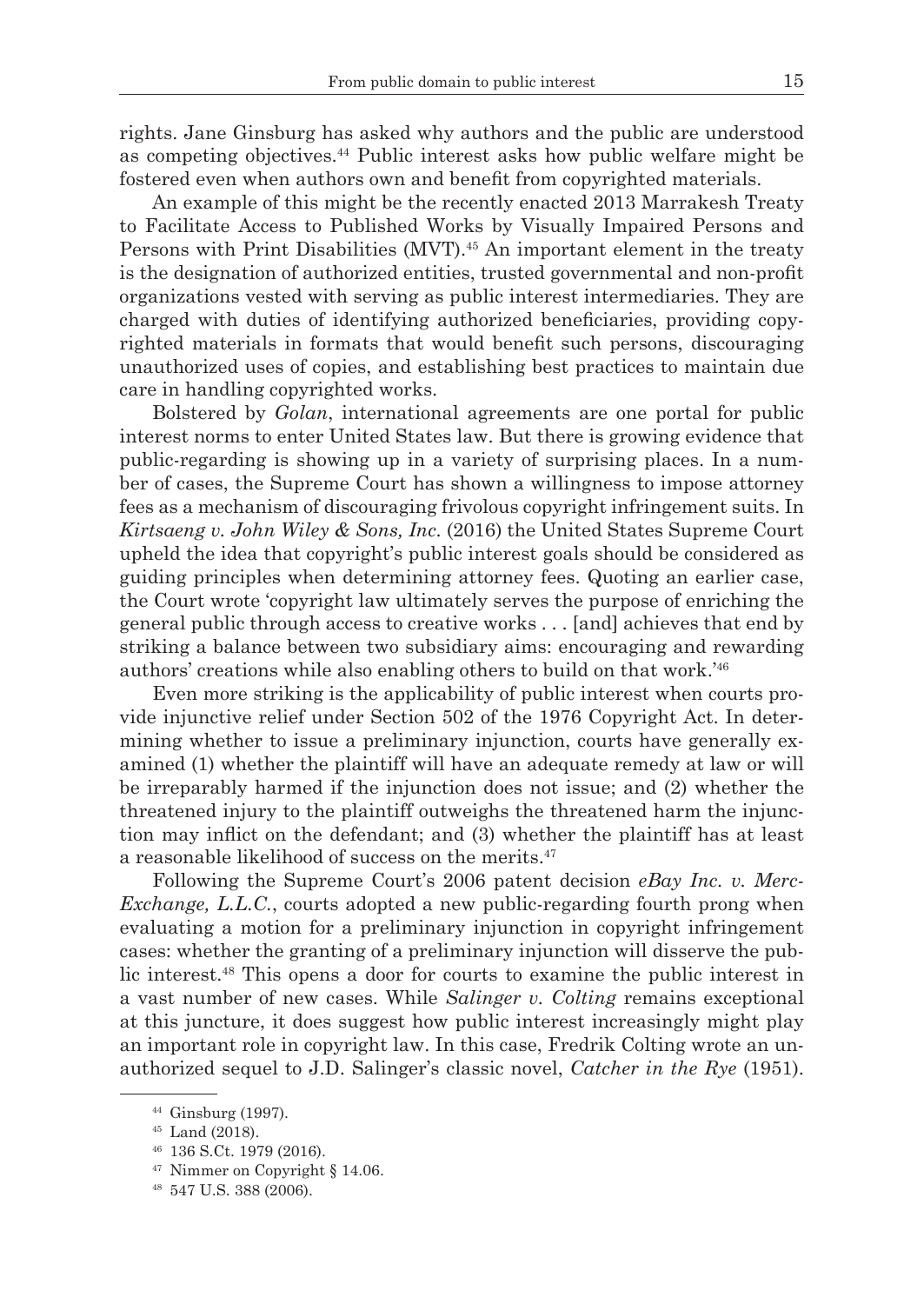rights. Jane Ginsburg has asked why authors and the public are understood as competing objectives.[44] Public interest asks how public welfare might be fostered even when authors own and benefit from copyrighted materials.

An example of this might be the recently enacted 2013 Marrakesh Treaty to Facilitate Access to Published Works by Visually Impaired Persons and Persons with Print Disabilities (MVT).[45] An important element in the treaty is the designation of authorized entities, trusted governmental and non-profit organizations vested with serving as public interest intermediaries. They are charged with duties of identifying authorized beneficiaries, providing copyrighted materials in formats that would benefit such persons, discouraging unauthorized uses of copies, and establishing best practices to maintain due care in handling copyrighted works.

Bolstered by *Golan*, international agreements are one portal for public interest norms to enter United States law. But there is growing evidence that public-regarding is showing up in a variety of surprising places. In a number of cases, the Supreme Court has shown a willingness to impose attorney fees as a mechanism of discouraging frivolous copyright infringement suits. In *Kirtsaeng v. John Wiley & Sons, Inc.* (2016) the United States Supreme Court upheld the idea that copyright's public interest goals should be considered as guiding principles when determining attorney fees. Quoting an earlier case, the Court wrote 'copyright law ultimately serves the purpose of enriching the general public through access to creative works . . . [and] achieves that end by striking a balance between two subsidiary aims: encouraging and rewarding authors' creations while also enabling others to build on that work.'[46]

Even more striking is the applicability of public interest when courts provide injunctive relief under Section 502 of the 1976 Copyright Act. In determining whether to issue a preliminary injunction, courts have generally examined (1) whether the plaintiff will have an adequate remedy at law or will be irreparably harmed if the injunction does not issue; and (2) whether the threatened injury to the plaintiff outweighs the threatened harm the injunction may inflict on the defendant; and (3) whether the plaintiff has at least a reasonable likelihood of success on the merits.[47]

Following the Supreme Court's 2006 patent decision *eBay Inc. v. MercExchange, L.L.C.*, courts adopted a new public-regarding fourth prong when evaluating a motion for a preliminary injunction in copyright infringement cases: whether the granting of a preliminary injunction will disserve the public interest.[48] This opens a door for courts to examine the public interest in a vast number of new cases. While *Salinger v. Colting* remains exceptional at this juncture, it does suggest how public interest increasingly might play an important role in copyright law. In this case, Fredrik Colting wrote an unauthorized sequel to J.D. Salinger's classic novel, *Catcher in the Rye* (1951).

---

[44] Ginsburg (1997).

[45] Land (2018).

[46] 136 S.Ct. 1979 (2016).

[47] Nimmer on Copyright § 14.06.

[48] 547 U.S. 388 (2006).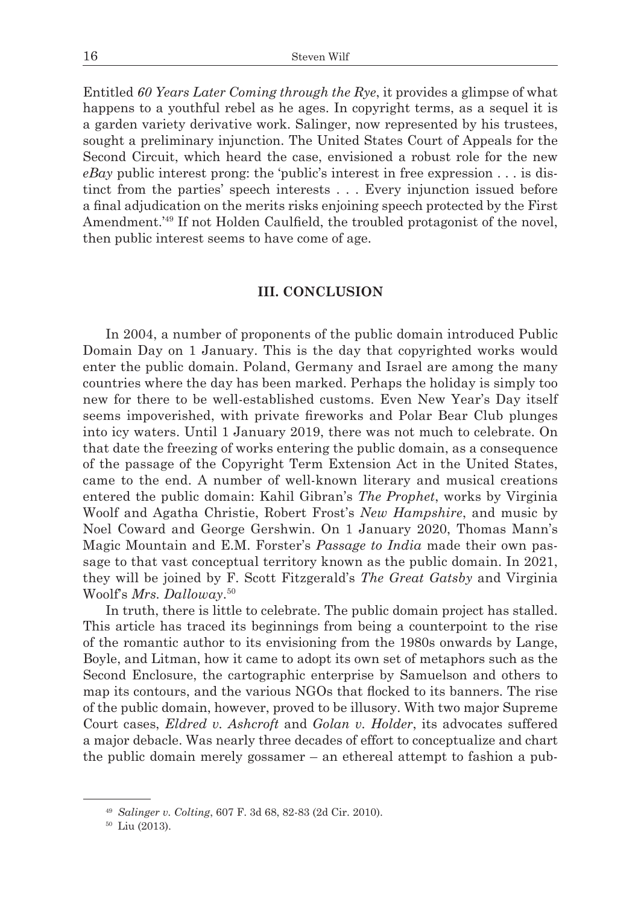Entitled *60 Years Later Coming through the Rye*, it provides a glimpse of what happens to a youthful rebel as he ages. In copyright terms, as a sequel it is a garden variety derivative work. Salinger, now represented by his trustees, sought a preliminary injunction. The United States Court of Appeals for the Second Circuit, which heard the case, envisioned a robust role for the new *eBay* public interest prong: the 'public's interest in free expression . . . is distinct from the parties' speech interests . . . Every injunction issued before a final adjudication on the merits risks enjoining speech protected by the First Amendment.'[49] If not Holden Caulfield, the troubled protagonist of the novel, then public interest seems to have come of age.

## III. CONCLUSION

In 2004, a number of proponents of the public domain introduced Public Domain Day on 1 January. This is the day that copyrighted works would enter the public domain. Poland, Germany and Israel are among the many countries where the day has been marked. Perhaps the holiday is simply too new for there to be well-established customs. Even New Year's Day itself seems impoverished, with private fireworks and Polar Bear Club plunges into icy waters. Until 1 January 2019, there was not much to celebrate. On that date the freezing of works entering the public domain, as a consequence of the passage of the Copyright Term Extension Act in the United States, came to the end. A number of well-known literary and musical creations entered the public domain: Kahil Gibran's *The Prophet*, works by Virginia Woolf and Agatha Christie, Robert Frost's *New Hampshire*, and music by Noel Coward and George Gershwin. On 1 January 2020, Thomas Mann's Magic Mountain and E.M. Forster's *Passage to India* made their own passage to that vast conceptual territory known as the public domain. In 2021, they will be joined by F. Scott Fitzgerald's *The Great Gatsby* and Virginia Woolf's *Mrs. Dalloway*.[50]

In truth, there is little to celebrate. The public domain project has stalled. This article has traced its beginnings from being a counterpoint to the rise of the romantic author to its envisioning from the 1980s onwards by Lange, Boyle, and Litman, how it came to adopt its own set of metaphors such as the Second Enclosure, the cartographic enterprise by Samuelson and others to map its contours, and the various NGOs that flocked to its banners. The rise of the public domain, however, proved to be illusory. With two major Supreme Court cases, *Eldred v. Ashcroft* and *Golan v. Holder*, its advocates suffered a major debacle. Was nearly three decades of effort to conceptualize and chart the public domain merely gossamer – an ethereal attempt to fashion a pub-

---

[49] *Salinger v. Colting*, 607 F. 3d 68, 82-83 (2d Cir. 2010).

[50] Liu (2013).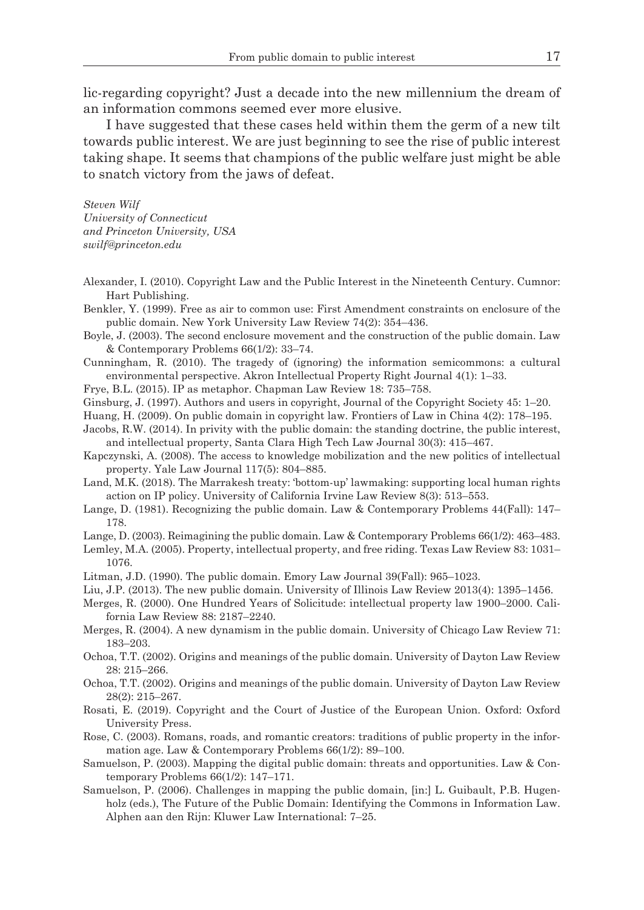lic-regarding copyright? Just a decade into the new millennium the dream of an information commons seemed ever more elusive.

I have suggested that these cases held within them the germ of a new tilt towards public interest. We are just beginning to see the rise of public interest taking shape. It seems that champions of the public welfare just might be able to snatch victory from the jaws of defeat.

*Steven Wilf*
*University of Connecticut*
*and Princeton University, USA*
*swilf@princeton.edu*

Alexander, I. (2010). Copyright Law and the Public Interest in the Nineteenth Century. Cumnor: Hart Publishing.

Benkler, Y. (1999). Free as air to common use: First Amendment constraints on enclosure of the public domain. New York University Law Review 74(2): 354–436.

Boyle, J. (2003). The second enclosure movement and the construction of the public domain. Law & Contemporary Problems 66(1/2): 33–74.

Cunningham, R. (2010). The tragedy of (ignoring) the information semicommons: a cultural environmental perspective. Akron Intellectual Property Right Journal 4(1): 1–33.

Frye, B.L. (2015). IP as metaphor. Chapman Law Review 18: 735–758.

Ginsburg, J. (1997). Authors and users in copyright, Journal of the Copyright Society 45: 1–20.

Huang, H. (2009). On public domain in copyright law. Frontiers of Law in China 4(2): 178–195.

Jacobs, R.W. (2014). In privity with the public domain: the standing doctrine, the public interest, and intellectual property, Santa Clara High Tech Law Journal 30(3): 415–467.

Kapczynski, A. (2008). The access to knowledge mobilization and the new politics of intellectual property. Yale Law Journal 117(5): 804–885.

Land, M.K. (2018). The Marrakesh treaty: 'bottom-up' lawmaking: supporting local human rights action on IP policy. University of California Irvine Law Review 8(3): 513–553.

Lange, D. (1981). Recognizing the public domain. Law & Contemporary Problems 44(Fall): 147–178.

Lange, D. (2003). Reimagining the public domain. Law & Contemporary Problems 66(1/2): 463–483.

Lemley, M.A. (2005). Property, intellectual property, and free riding. Texas Law Review 83: 1031–1076.

Litman, J.D. (1990). The public domain. Emory Law Journal 39(Fall): 965–1023.

Liu, J.P. (2013). The new public domain. University of Illinois Law Review 2013(4): 1395–1456.

Merges, R. (2000). One Hundred Years of Solicitude: intellectual property law 1900–2000. California Law Review 88: 2187–2240.

Merges, R. (2004). A new dynamism in the public domain. University of Chicago Law Review 71: 183–203.

Ochoa, T.T. (2002). Origins and meanings of the public domain. University of Dayton Law Review 28: 215–266.

Ochoa, T.T. (2002). Origins and meanings of the public domain. University of Dayton Law Review 28(2): 215–267.

Rosati, E. (2019). Copyright and the Court of Justice of the European Union. Oxford: Oxford University Press.

Rose, C. (2003). Romans, roads, and romantic creators: traditions of public property in the information age. Law & Contemporary Problems 66(1/2): 89–100.

Samuelson, P. (2003). Mapping the digital public domain: threats and opportunities. Law & Contemporary Problems 66(1/2): 147–171.

Samuelson, P. (2006). Challenges in mapping the public domain, [in:] L. Guibault, P.B. Hugenholz (eds.), The Future of the Public Domain: Identifying the Commons in Information Law. Alphen aan den Rijn: Kluwer Law International: 7–25.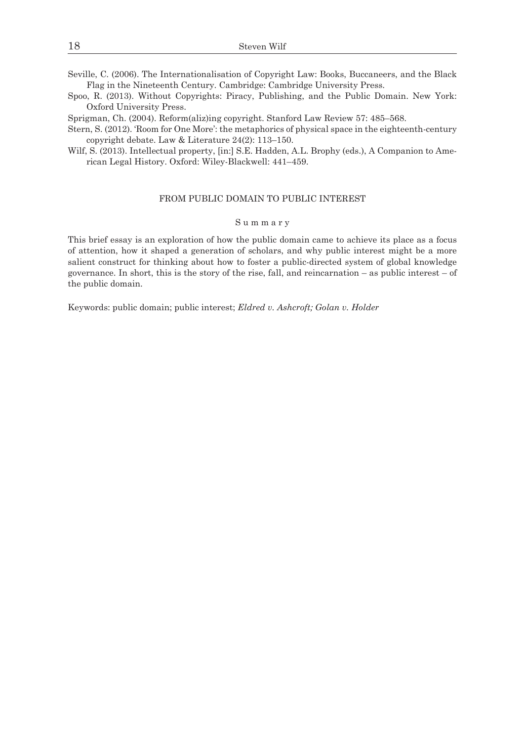Seville, C. (2006). The Internationalisation of Copyright Law: Books, Buccaneers, and the Black Flag in the Nineteenth Century. Cambridge: Cambridge University Press.

Spoo, R. (2013). Without Copyrights: Piracy, Publishing, and the Public Domain. New York: Oxford University Press.

Sprigman, Ch. (2004). Reform(aliz)ing copyright. Stanford Law Review 57: 485–568.

Stern, S. (2012). 'Room for One More': the metaphorics of physical space in the eighteenth-century copyright debate. Law & Literature 24(2): 113–150.

Wilf, S. (2013). Intellectual property, [in:] S.E. Hadden, A.L. Brophy (eds.), A Companion to American Legal History. Oxford: Wiley-Blackwell: 441–459.

## FROM PUBLIC DOMAIN TO PUBLIC INTEREST

### Summary

This brief essay is an exploration of how the public domain came to achieve its place as a focus of attention, how it shaped a generation of scholars, and why public interest might be a more salient construct for thinking about how to foster a public-directed system of global knowledge governance. In short, this is the story of the rise, fall, and reincarnation – as public interest – of the public domain.

Keywords: public domain; public interest; *Eldred v. Ashcroft; Golan v. Holder*